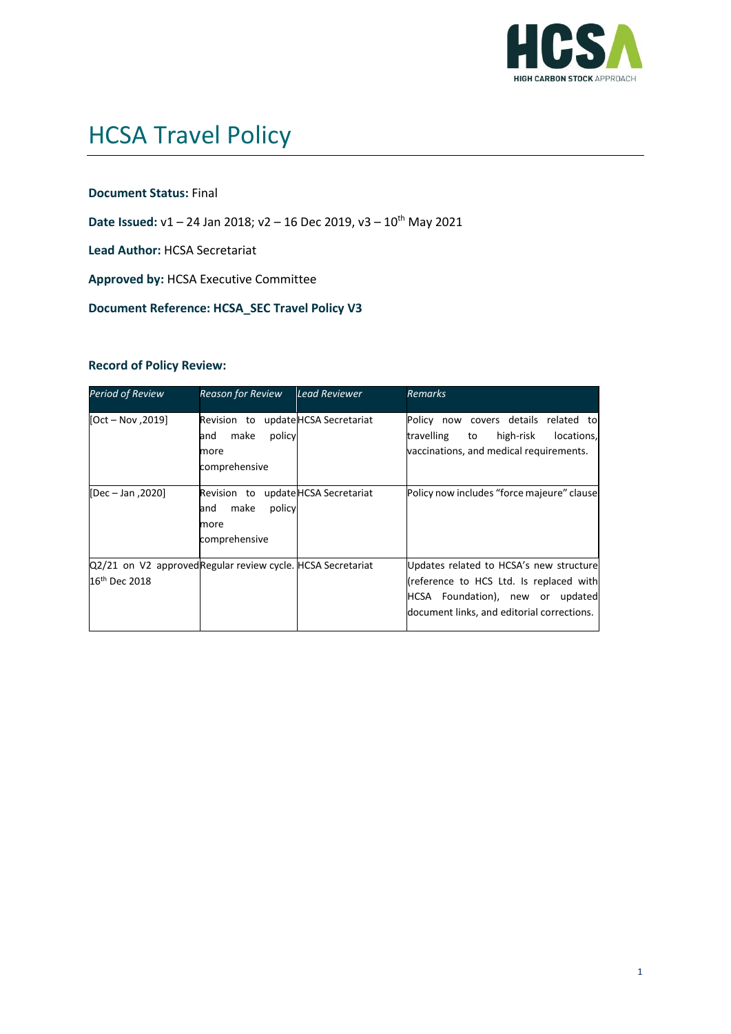# HCSA Travel Policy

**Document Status:** Final

**Date Issued:** v1 – 24 Jan 2018; v2 – 16 Dec 2019, v3 – 10th May 2021

**Lead Author:** HCSA Secretariat

**Approved by:** HCSA Executive Committee

**Document Reference: HCSA_SEC Travel Policy V3**

**Record of Policy Review:**

| *Period of Review* | *Reason for Review* | *Lead Reviewer* | *Remarks* |
|---|---|---|---|
| [Oct – Nov ,2019] | Revision to update and make policy more comprehensive | HCSA Secretariat | Policy now covers details related to travelling to high-risk locations, vaccinations, and medical requirements. |
| [Dec – Jan ,2020] | Revision to update and make policy more comprehensive | HCSA Secretariat | Policy now includes "force majeure" clause |
| Q2/21 on V2 approved 16th Dec 2018 | Regular review cycle. | HCSA Secretariat | Updates related to HCSA's new structure (reference to HCS Ltd. Is replaced with HCSA Foundation), new or updated document links, and editorial corrections. |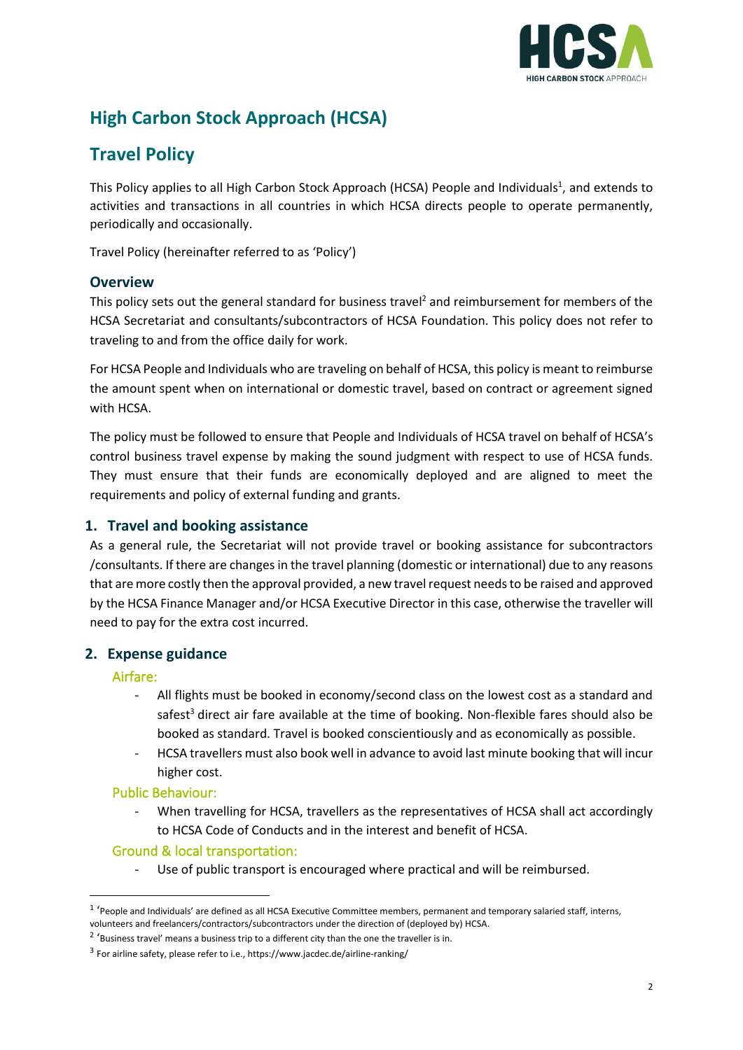# High Carbon Stock Approach (HCSA)

# Travel Policy

This Policy applies to all High Carbon Stock Approach (HCSA) People and Individuals[1], and extends to activities and transactions in all countries in which HCSA directs people to operate permanently, periodically and occasionally.

Travel Policy (hereinafter referred to as 'Policy')

## Overview

This policy sets out the general standard for business travel[2] and reimbursement for members of the HCSA Secretariat and consultants/subcontractors of HCSA Foundation. This policy does not refer to traveling to and from the office daily for work.

For HCSA People and Individuals who are traveling on behalf of HCSA, this policy is meant to reimburse the amount spent when on international or domestic travel, based on contract or agreement signed with HCSA.

The policy must be followed to ensure that People and Individuals of HCSA travel on behalf of HCSA's control business travel expense by making the sound judgment with respect to use of HCSA funds. They must ensure that their funds are economically deployed and are aligned to meet the requirements and policy of external funding and grants.

## 1. Travel and booking assistance

As a general rule, the Secretariat will not provide travel or booking assistance for subcontractors /consultants. If there are changes in the travel planning (domestic or international) due to any reasons that are more costly then the approval provided, a new travel request needs to be raised and approved by the HCSA Finance Manager and/or HCSA Executive Director in this case, otherwise the traveller will need to pay for the extra cost incurred.

## 2. Expense guidance

### Airfare:

- All flights must be booked in economy/second class on the lowest cost as a standard and safest[3] direct air fare available at the time of booking. Non-flexible fares should also be booked as standard. Travel is booked conscientiously and as economically as possible.
- HCSA travellers must also book well in advance to avoid last minute booking that will incur higher cost.

### Public Behaviour:

- When travelling for HCSA, travellers as the representatives of HCSA shall act accordingly to HCSA Code of Conducts and in the interest and benefit of HCSA.

### Ground & local transportation:

- Use of public transport is encouraged where practical and will be reimbursed.

---

[1] 'People and Individuals' are defined as all HCSA Executive Committee members, permanent and temporary salaried staff, interns, volunteers and freelancers/contractors/subcontractors under the direction of (deployed by) HCSA.

[2] 'Business travel' means a business trip to a different city than the one the traveller is in.

[3] For airline safety, please refer to i.e., https://www.jacdec.de/airline-ranking/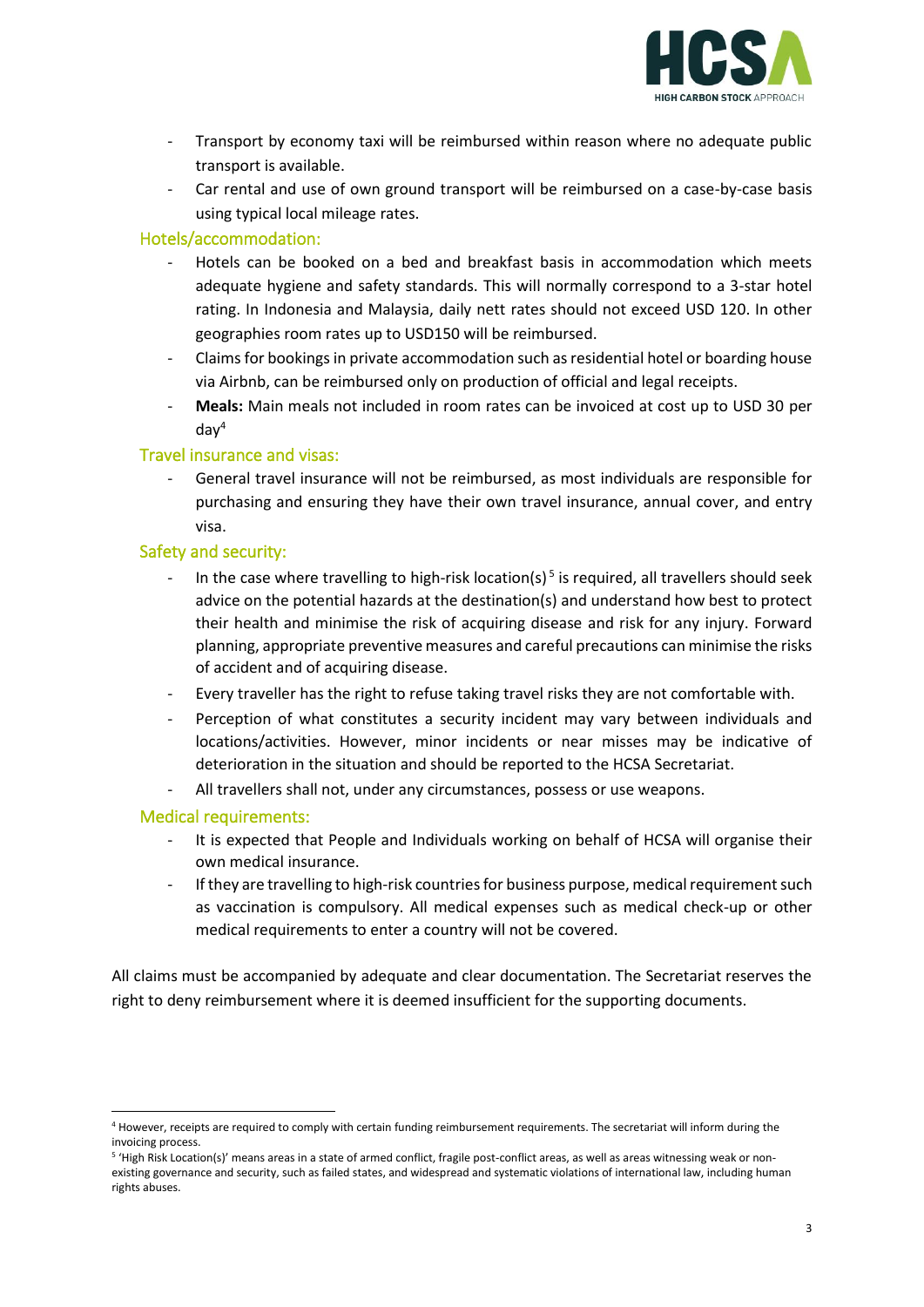- Transport by economy taxi will be reimbursed within reason where no adequate public transport is available.
- Car rental and use of own ground transport will be reimbursed on a case-by-case basis using typical local mileage rates.

### Hotels/accommodation:

- Hotels can be booked on a bed and breakfast basis in accommodation which meets adequate hygiene and safety standards. This will normally correspond to a 3-star hotel rating. In Indonesia and Malaysia, daily nett rates should not exceed USD 120. In other geographies room rates up to USD150 will be reimbursed.
- Claims for bookings in private accommodation such as residential hotel or boarding house via Airbnb, can be reimbursed only on production of official and legal receipts.
- **Meals:** Main meals not included in room rates can be invoiced at cost up to USD 30 per day[4]

### Travel insurance and visas:

- General travel insurance will not be reimbursed, as most individuals are responsible for purchasing and ensuring they have their own travel insurance, annual cover, and entry visa.

### Safety and security:

- In the case where travelling to high-risk location(s)[5] is required, all travellers should seek advice on the potential hazards at the destination(s) and understand how best to protect their health and minimise the risk of acquiring disease and risk for any injury. Forward planning, appropriate preventive measures and careful precautions can minimise the risks of accident and of acquiring disease.
- Every traveller has the right to refuse taking travel risks they are not comfortable with.
- Perception of what constitutes a security incident may vary between individuals and locations/activities. However, minor incidents or near misses may be indicative of deterioration in the situation and should be reported to the HCSA Secretariat.
- All travellers shall not, under any circumstances, possess or use weapons.

### Medical requirements:

- It is expected that People and Individuals working on behalf of HCSA will organise their own medical insurance.
- If they are travelling to high-risk countries for business purpose, medical requirement such as vaccination is compulsory. All medical expenses such as medical check-up or other medical requirements to enter a country will not be covered.

All claims must be accompanied by adequate and clear documentation. The Secretariat reserves the right to deny reimbursement where it is deemed insufficient for the supporting documents.

---

[4] However, receipts are required to comply with certain funding reimbursement requirements. The secretariat will inform during the invoicing process.

[5] 'High Risk Location(s)' means areas in a state of armed conflict, fragile post-conflict areas, as well as areas witnessing weak or non-existing governance and security, such as failed states, and widespread and systematic violations of international law, including human rights abuses.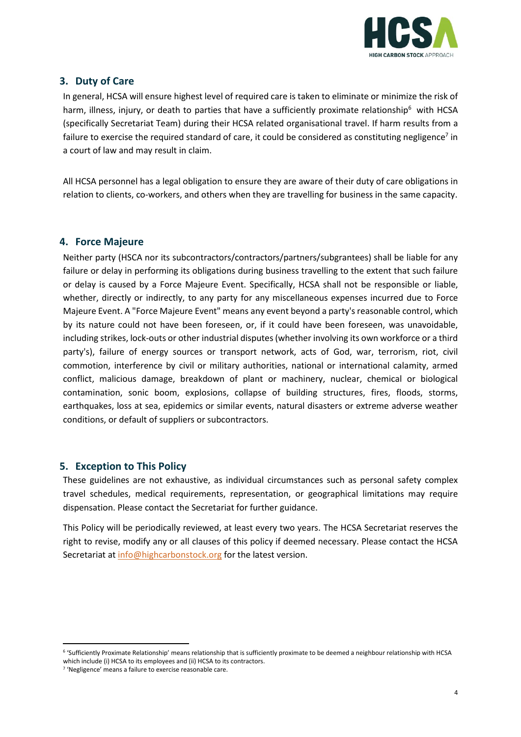## 3. Duty of Care

In general, HCSA will ensure highest level of required care is taken to eliminate or minimize the risk of harm, illness, injury, or death to parties that have a sufficiently proximate relationship[6] with HCSA (specifically Secretariat Team) during their HCSA related organisational travel. If harm results from a failure to exercise the required standard of care, it could be considered as constituting negligence[7] in a court of law and may result in claim.

All HCSA personnel has a legal obligation to ensure they are aware of their duty of care obligations in relation to clients, co-workers, and others when they are travelling for business in the same capacity.

## 4. Force Majeure

Neither party (HSCA nor its subcontractors/contractors/partners/subgrantees) shall be liable for any failure or delay in performing its obligations during business travelling to the extent that such failure or delay is caused by a Force Majeure Event. Specifically, HCSA shall not be responsible or liable, whether, directly or indirectly, to any party for any miscellaneous expenses incurred due to Force Majeure Event. A "Force Majeure Event" means any event beyond a party's reasonable control, which by its nature could not have been foreseen, or, if it could have been foreseen, was unavoidable, including strikes, lock-outs or other industrial disputes (whether involving its own workforce or a third party's), failure of energy sources or transport network, acts of God, war, terrorism, riot, civil commotion, interference by civil or military authorities, national or international calamity, armed conflict, malicious damage, breakdown of plant or machinery, nuclear, chemical or biological contamination, sonic boom, explosions, collapse of building structures, fires, floods, storms, earthquakes, loss at sea, epidemics or similar events, natural disasters or extreme adverse weather conditions, or default of suppliers or subcontractors.

## 5. Exception to This Policy

These guidelines are not exhaustive, as individual circumstances such as personal safety complex travel schedules, medical requirements, representation, or geographical limitations may require dispensation. Please contact the Secretariat for further guidance.

This Policy will be periodically reviewed, at least every two years. The HCSA Secretariat reserves the right to revise, modify any or all clauses of this policy if deemed necessary. Please contact the HCSA Secretariat at info@highcarbonstock.org for the latest version.

---

[6] 'Sufficiently Proximate Relationship' means relationship that is sufficiently proximate to be deemed a neighbour relationship with HCSA which include (i) HCSA to its employees and (ii) HCSA to its contractors.

[7] 'Negligence' means a failure to exercise reasonable care.